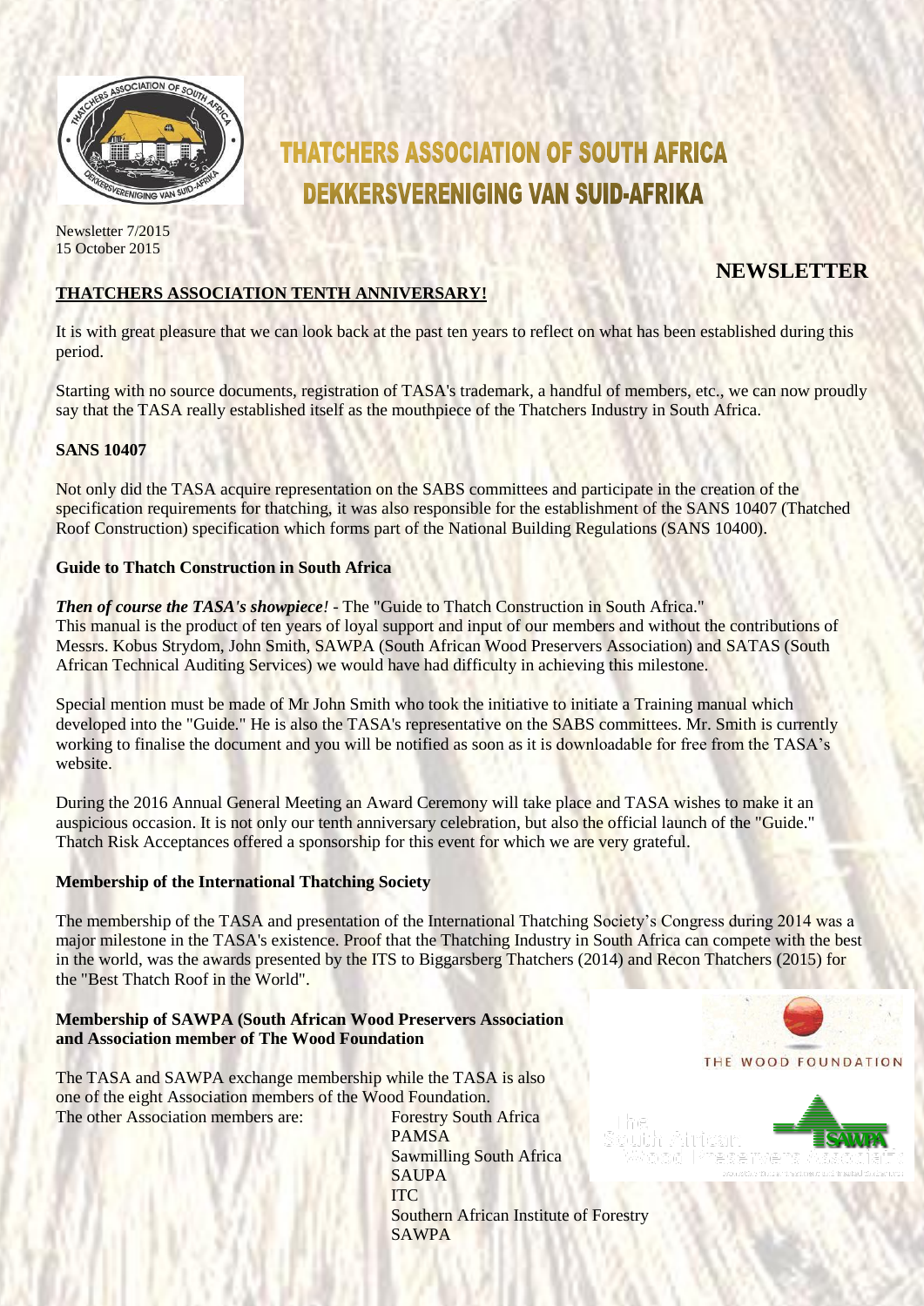# THATCHERS ASSOCIATION OF SOUTH AFRICA
# DEKKERSVERENIGING VAN SUID-AFRIKA

Newsletter 7/2015
15 October 2015

## NEWSLETTER

### THATCHERS ASSOCIATION TENTH ANNIVERSARY!

It is with great pleasure that we can look back at the past ten years to reflect on what has been established during this period.

Starting with no source documents, registration of TASA's trademark, a handful of members, etc., we can now proudly say that the TASA really established itself as the mouthpiece of the Thatchers Industry in South Africa.

### SANS 10407

Not only did the TASA acquire representation on the SABS committees and participate in the creation of the specification requirements for thatching, it was also responsible for the establishment of the SANS 10407 (Thatched Roof Construction) specification which forms part of the National Building Regulations (SANS 10400).

### Guide to Thatch Construction in South Africa

***Then of course the TASA's showpiece!*** - The "Guide to Thatch Construction in South Africa."
This manual is the product of ten years of loyal support and input of our members and without the contributions of Messrs. Kobus Strydom, John Smith, SAWPA (South African Wood Preservers Association) and SATAS (South African Technical Auditing Services) we would have had difficulty in achieving this milestone.

Special mention must be made of Mr John Smith who took the initiative to initiate a Training manual which developed into the "Guide." He is also the TASA's representative on the SABS committees. Mr. Smith is currently working to finalise the document and you will be notified as soon as it is downloadable for free from the TASA's website.

During the 2016 Annual General Meeting an Award Ceremony will take place and TASA wishes to make it an auspicious occasion. It is not only our tenth anniversary celebration, but also the official launch of the "Guide." Thatch Risk Acceptances offered a sponsorship for this event for which we are very grateful.

### Membership of the International Thatching Society

The membership of the TASA and presentation of the International Thatching Society's Congress during 2014 was a major milestone in the TASA's existence. Proof that the Thatching Industry in South Africa can compete with the best in the world, was the awards presented by the ITS to Biggarsberg Thatchers (2014) and Recon Thatchers (2015) for the "Best Thatch Roof in the World".

### Membership of SAWPA (South African Wood Preservers Association and Association member of The Wood Foundation

The TASA and SAWPA exchange membership while the TASA is also one of the eight Association members of the Wood Foundation.
The other Association members are:

- Forestry South Africa
- PAMSA
- Sawmilling South Africa
- SAUPA
- ITC
- Southern African Institute of Forestry
- SAWPA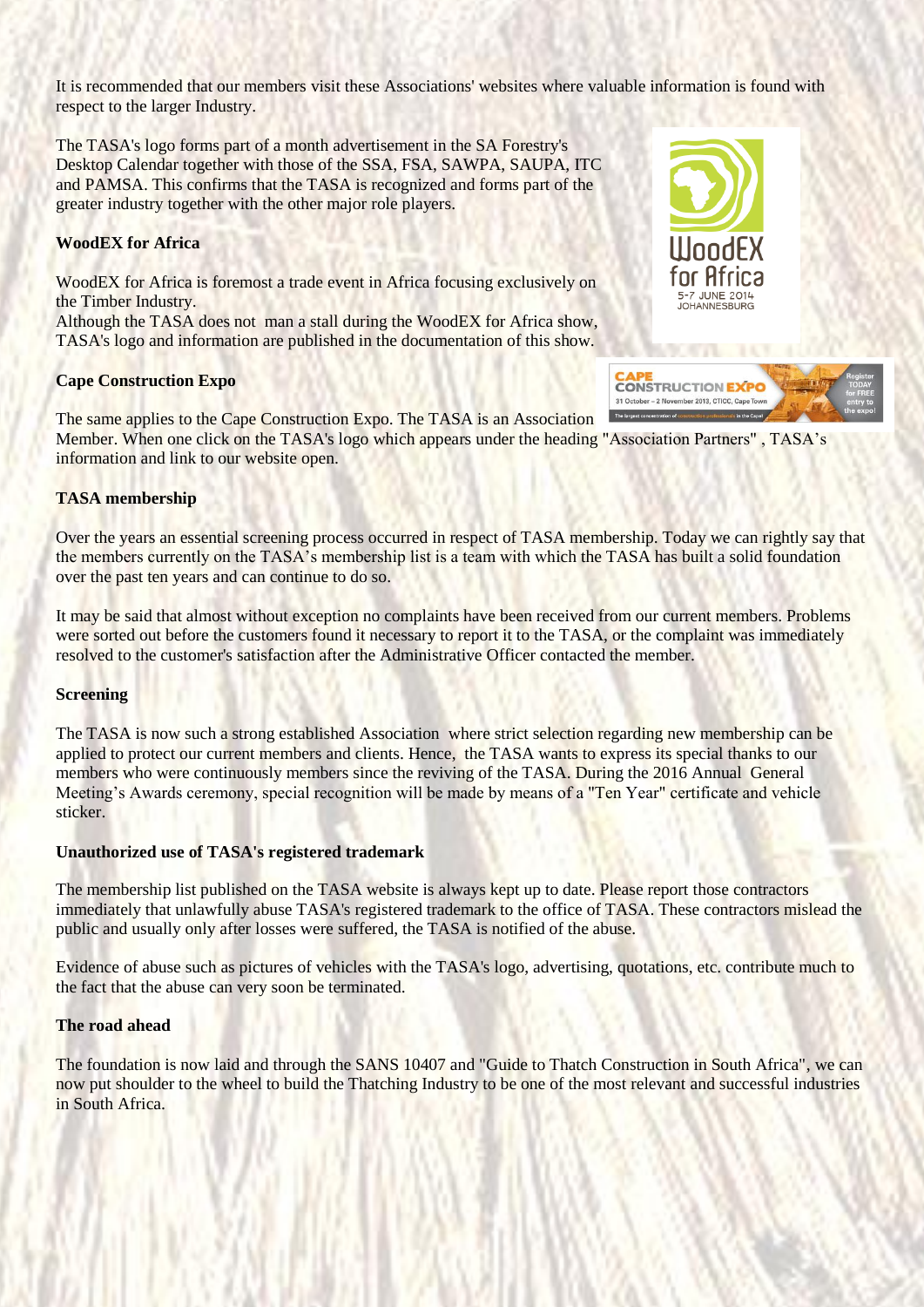It is recommended that our members visit these Associations' websites where valuable information is found with respect to the larger Industry.

The TASA's logo forms part of a month advertisement in the SA Forestry's Desktop Calendar together with those of the SSA, FSA, SAWPA, SAUPA, ITC and PAMSA. This confirms that the TASA is recognized and forms part of the greater industry together with the other major role players.

**WoodEX for Africa**

WoodEX for Africa is foremost a trade event in Africa focusing exclusively on the Timber Industry.
Although the TASA does not man a stall during the WoodEX for Africa show, TASA's logo and information are published in the documentation of this show.

**Cape Construction Expo**

The same applies to the Cape Construction Expo. The TASA is an Association Member. When one click on the TASA's logo which appears under the heading "Association Partners" , TASA's information and link to our website open.

**TASA membership**

Over the years an essential screening process occurred in respect of TASA membership. Today we can rightly say that the members currently on the TASA's membership list is a team with which the TASA has built a solid foundation over the past ten years and can continue to do so.

It may be said that almost without exception no complaints have been received from our current members. Problems were sorted out before the customers found it necessary to report it to the TASA, or the complaint was immediately resolved to the customer's satisfaction after the Administrative Officer contacted the member.

**Screening**

The TASA is now such a strong established Association where strict selection regarding new membership can be applied to protect our current members and clients. Hence, the TASA wants to express its special thanks to our members who were continuously members since the reviving of the TASA. During the 2016 Annual General Meeting's Awards ceremony, special recognition will be made by means of a "Ten Year" certificate and vehicle sticker.

**Unauthorized use of TASA's registered trademark**

The membership list published on the TASA website is always kept up to date. Please report those contractors immediately that unlawfully abuse TASA's registered trademark to the office of TASA. These contractors mislead the public and usually only after losses were suffered, the TASA is notified of the abuse.

Evidence of abuse such as pictures of vehicles with the TASA's logo, advertising, quotations, etc. contribute much to the fact that the abuse can very soon be terminated.

**The road ahead**

The foundation is now laid and through the SANS 10407 and "Guide to Thatch Construction in South Africa", we can now put shoulder to the wheel to build the Thatching Industry to be one of the most relevant and successful industries in South Africa.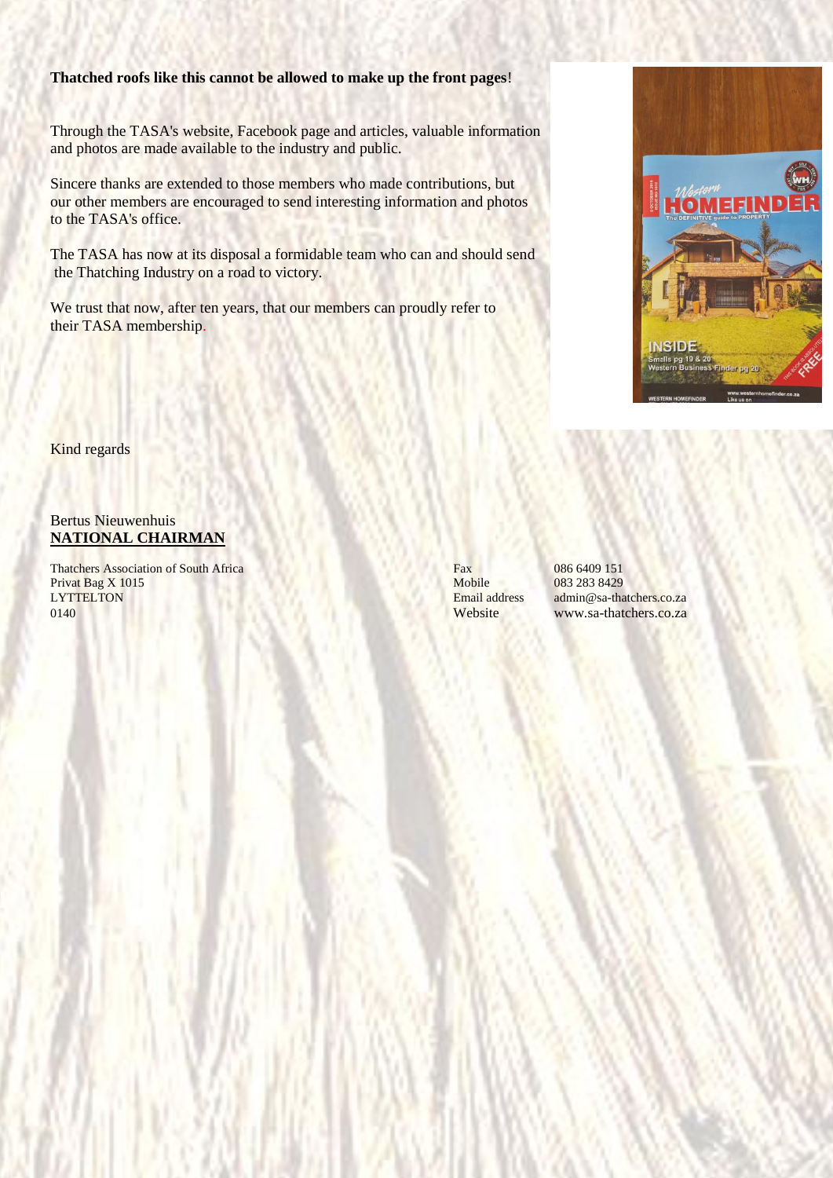**Thatched roofs like this cannot be allowed to make up the front pages**!

Through the TASA's website, Facebook page and articles, valuable information and photos are made available to the industry and public.

Sincere thanks are extended to those members who made contributions, but our other members are encouraged to send interesting information and photos to the TASA's office.

The TASA has now at its disposal a formidable team who can and should send the Thatching Industry on a road to victory.

We trust that now, after ten years, that our members can proudly refer to their TASA membership.

Kind regards

Bertus Nieuwenhuis
**NATIONAL CHAIRMAN**

Thatchers Association of South Africa
Privat Bag X 1015
LYTTELTON
0140

| | |
|---|---|
| Fax | 086 6409 151 |
| Mobile | 083 283 8429 |
| Email address | admin@sa-thatchers.co.za |
| Website | www.sa-thatchers.co.za |